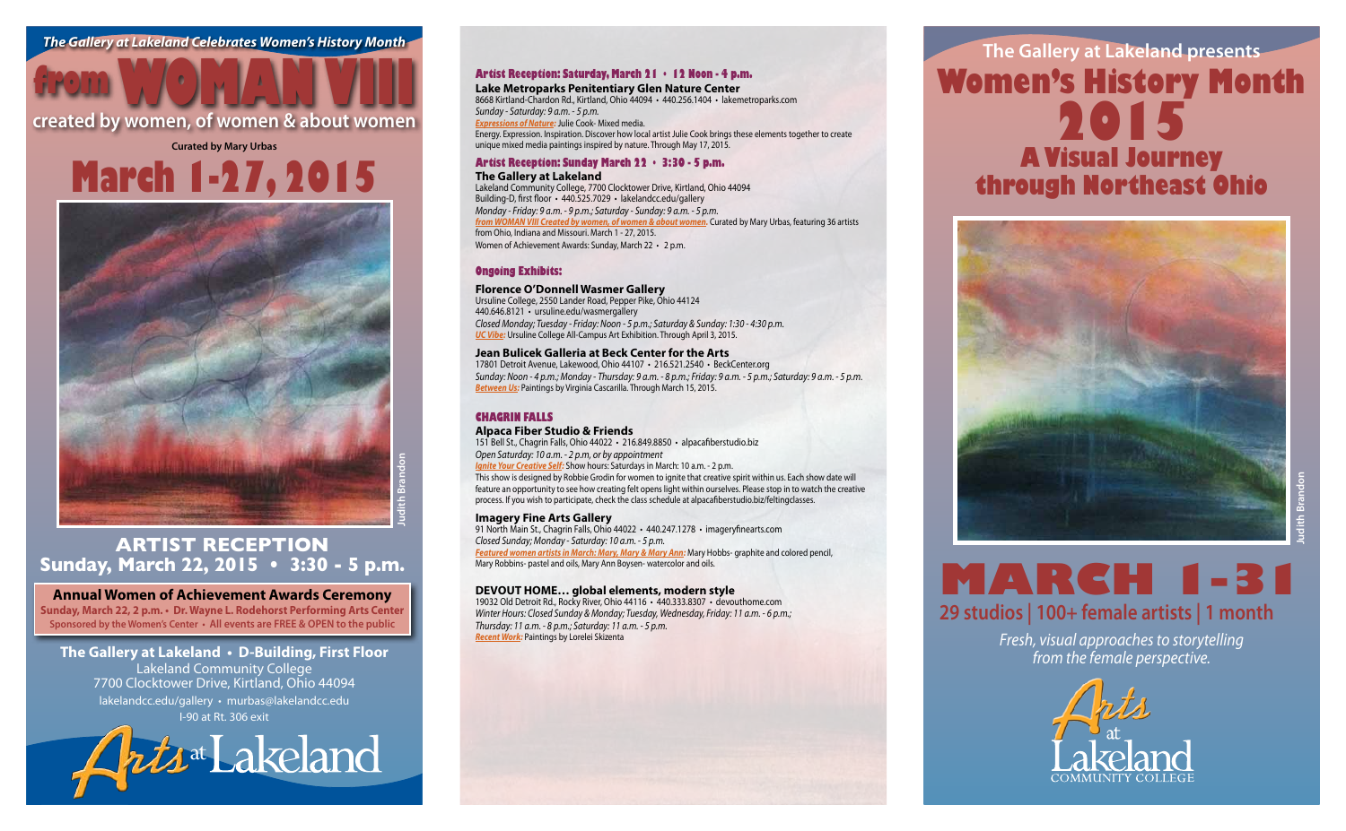*The Gallery at Lakeland Celebrates Women's History Month*

# from WOMAN VIII

## created by women, of women & about women

**Curated by Mary Urbas**

# March 1-27, 2015

Judith Brandon

## ARTIST RECEPTION
## Sunday, March 22, 2015 • 3:30 - 5 p.m.

**Annual Women of Achievement Awards Ceremony**
**Sunday, March 22, 2 p.m. • Dr. Wayne L. Rodehorst Performing Arts Center**
**Sponsored by the Women's Center • All events are FREE & OPEN to the public**

**The Gallery at Lakeland • D-Building, First Floor**
Lakeland Community College
7700 Clocktower Drive, Kirtland, Ohio 44094
lakelandcc.edu/gallery • murbas@lakelandcc.edu
I-90 at Rt. 306 exit

Arts at Lakeland

### Artist Reception: Saturday, March 21 • 12 Noon - 4 p.m.

**Lake Metroparks Penitentiary Glen Nature Center**
8668 Kirtland-Chardon Rd., Kirtland, Ohio 44094 • 440.256.1404 • lakemetroparks.com
*Sunday - Saturday: 9 a.m. - 5 p.m.*
***Expressions of Nature:*** Julie Cook- Mixed media.
Energy. Expression. Inspiration. Discover how local artist Julie Cook brings these elements together to create unique mixed media paintings inspired by nature. Through May 17, 2015.

### Artist Reception: Sunday March 22 • 3:30 - 5 p.m.

**The Gallery at Lakeland**
Lakeland Community College, 7700 Clocktower Drive, Kirtland, Ohio 44094
Building-D, first floor • 440.525.7029 • lakelandcc.edu/gallery
*Monday - Friday: 9 a.m. - 9 p.m.; Saturday - Sunday: 9 a.m. - 5 p.m.*
***from WOMAN VIII Created by women, of women & about women.*** Curated by Mary Urbas, featuring 36 artists from Ohio, Indiana and Missouri. March 1 - 27, 2015.
Women of Achievement Awards: Sunday, March 22 • 2 p.m.

### Ongoing Exhibits:

**Florence O'Donnell Wasmer Gallery**
Ursuline College, 2550 Lander Road, Pepper Pike, Ohio 44124
440.646.8121 • ursuline.edu/wasmergallery
*Closed Monday; Tuesday - Friday: Noon - 5 p.m.; Saturday & Sunday: 1:30 - 4:30 p.m.*
***UC Vibe:*** Ursuline College All-Campus Art Exhibition. Through April 3, 2015.

**Jean Bulicek Galleria at Beck Center for the Arts**
17801 Detroit Avenue, Lakewood, Ohio 44107 • 216.521.2540 • BeckCenter.org
*Sunday: Noon - 4 p.m.; Monday - Thursday: 9 a.m. - 8 p.m.; Friday: 9 a.m. - 5 p.m.; Saturday: 9 a.m. - 5 p.m.*
***Between Us:*** Paintings by Virginia Cascarilla. Through March 15, 2015.

### CHAGRIN FALLS

**Alpaca Fiber Studio & Friends**
151 Bell St., Chagrin Falls, Ohio 44022 • 216.849.8850 • alpacafiberstudio.biz
*Open Saturday: 10 a.m. - 2 p.m, or by appointment*
***Ignite Your Creative Self:*** Show hours: Saturdays in March: 10 a.m. - 2 p.m.
This show is designed by Robbie Grodin for women to ignite that creative spirit within us. Each show date will feature an opportunity to see how creating felt opens light within ourselves. Please stop in to watch the creative process. If you wish to participate, check the class schedule at alpacafiberstudio.biz/feltingclasses.

**Imagery Fine Arts Gallery**
91 North Main St., Chagrin Falls, Ohio 44022 • 440.247.1278 • imageryfinearts.com
*Closed Sunday; Monday - Saturday: 10 a.m. - 5 p.m.*
***Featured women artists in March: Mary, Mary & Mary Ann:*** Mary Hobbs- graphite and colored pencil, Mary Robbins- pastel and oils, Mary Ann Boysen- watercolor and oils.

**DEVOUT HOME… global elements, modern style**
19032 Old Detroit Rd., Rocky River, Ohio 44116 • 440.333.8307 • devouthome.com
*Winter Hours: Closed Sunday & Monday; Tuesday, Wednesday, Friday: 11 a.m. - 6 p.m.; Thursday: 11 a.m. - 8 p.m.; Saturday: 11 a.m. - 5 p.m.*
***Recent Work:*** Paintings by Lorelei Skizenta

## The Gallery at Lakeland presents

# Women's History Month 2015

## A Visual Journey through Northeast Ohio

Judith Brandon

# MARCH 1-31

## 29 studios | 100+ female artists | 1 month

*Fresh, visual approaches to storytelling from the female perspective.*

Arts at Lakeland Community College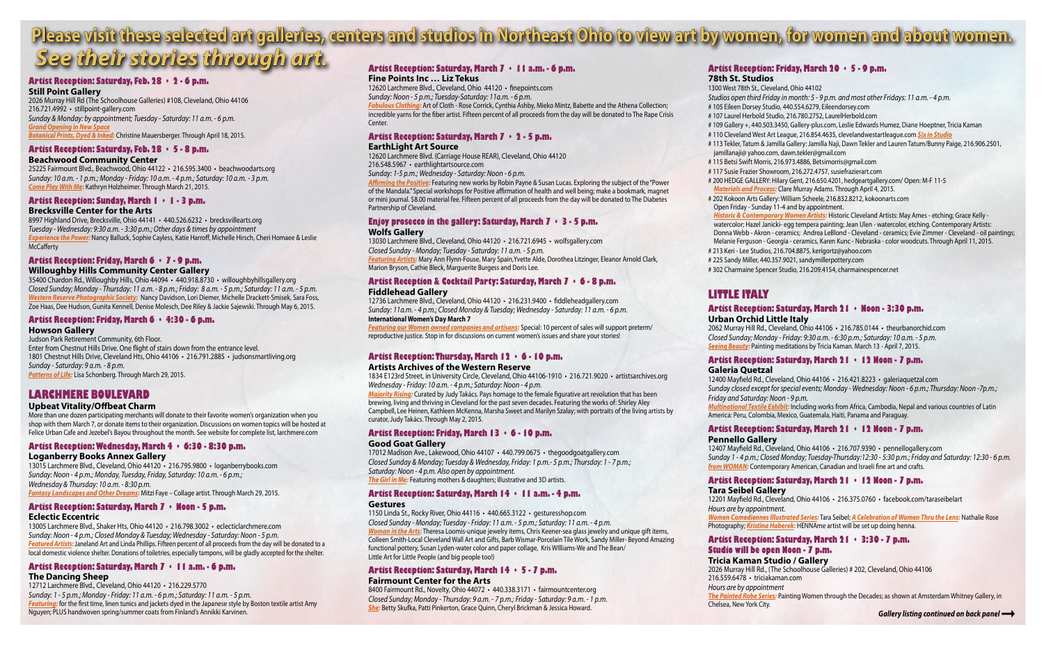# Please visit these selected art galleries, centers and studios in Northeast Ohio to view art by women, for women and about women.

## *See their stories through art.*

### Artist Reception: Saturday, Feb. 28 • 2 - 6 p.m.

**Still Point Gallery**
2026 Murray Hill Rd (The Schoolhouse Galleries) #108, Cleveland, Ohio 44106
216.721.4992 • stillpoint-gallery.com
*Sunday & Monday: by appointment; Tuesday - Saturday: 11 a.m. - 6 p.m.*
*Grand Opening in New Space*
*Botanical Prints, Dyed & Inked:* Christine Mauersberger. Through April 18, 2015.

### Artist Reception: Saturday, Feb. 28 • 5 - 8 p.m.

**Beachwood Community Center**
25225 Fairmount Blvd., Beachwood, Ohio 44122 • 216.595.3400 • beachwoodarts.org
*Sunday: 10 a.m. - 1 p.m.; Monday - Friday: 10 a.m. - 4 p.m.; Saturday: 10 a.m. - 3 p.m.*
*Come Play With Me:* Kathryn Holzheimer. Through March 21, 2015.

### Artist Reception: Sunday, March 1 • 1 - 3 p.m.

**Brecksville Center for the Arts**
8997 Highland Drive, Brecksville, Ohio 44141 • 440.526.6232 • brecksvillearts.org
*Tuesday - Wednesday: 9:30 a.m. - 3:30 p.m.; Other days & times by appointment*
*Experience the Power:* Nancy Balluck, Sophie Cayless, Katie Harroff, Michelle Hirsch, Cheri Homaee & Leslie McCafferty

### Artist Reception: Friday, March 6 • 7 - 9 p.m.

**Willoughby Hills Community Center Gallery**
35400 Chardon Rd., Willoughby Hills, Ohio 44094 • 440.918.8730 • willoughbyhillsgallery.org
*Closed Sunday; Monday - Thursday: 11 a.m. - 8 p.m.; Friday: 8 a.m. - 5 p.m.; Saturday: 11 a.m. - 5 p.m.*
*Western Reserve Photographic Society:* Nancy Davidson, Lori Diemer, Michelle Drackett-Smisek, Sara Foss, Zoe Haas, Dee Hudson, Gunita Kennell, Denise Molesch, Dee Riley & Jackie Sajewski. Through May 6, 2015.

### Artist Reception: Friday, March 6 • 4:30 - 6 p.m.

**Howson Gallery**
Judson Park Retirement Community, 6th Floor.
Enter from Chestnut Hills Drive. One flight of stairs down from the entrance level.
1801 Chestnut Hills Drive, Cleveland Hts, Ohio 44106 • 216.791.2885 • judsonsmartliving.org
*Sunday - Saturday: 9 a.m. - 8 p.m.*
*Patterns of Life:* Lisa Schonberg. Through March 29, 2015.

## LARCHMERE BOULEVARD

**Upbeat Vitality/Offbeat Charm**
More than one dozen participating merchants will donate to their favorite women's organization when you shop with them March 7, or donate items to their organization. Discussions on women topics will be hosted at Felice Urban Cafe and Jezebel's Bayou throughout the month. See website for complete list, larchmere.com

### Artist Reception: Wednesday, March 4 • 6:30 - 8:30 p.m.

**Loganberry Books Annex Gallery**
13015 Larchmere Blvd., Cleveland, Ohio 44120 • 216.795.9800 • loganberrybooks.com
*Sunday: Noon - 4 p.m.; Monday, Tuesday, Friday, Saturday: 10 a.m. - 6 p.m.; Wednesday & Thursday: 10 a.m. - 8:30 p.m.*
*Fantasy Landscapes and Other Dreams:* Mitzi Faye – Collage artist. Through March 29, 2015.

### Artist Reception: Saturday, March 7 • Noon - 5 p.m.

**Eclectic Eccentric**
13005 Larchmere Blvd., Shaker Hts, Ohio 44120 • 216.798.3002 • eclecticlarchmere.com
*Sunday: Noon - 4 p.m.; Closed Monday & Tuesday; Wednesday - Saturday: Noon - 5 p.m.*
*Featured Artists:* Janeland Art and Linda Phillips. Fifteen percent of all proceeds from the day will be donated to a local domestic violence shelter. Donations of toiletries, especially tampons, will be gladly accepted for the shelter.

### Artist Reception: Saturday, March 7 • 11 a.m. - 6 p.m.

**The Dancing Sheep**
12712 Larchmere Blvd., Cleveland, Ohio 44120 • 216.229.5770
*Sunday: 1 - 5 p.m.; Monday - Friday: 11 a.m. - 6 p.m.; Saturday: 11 a.m. - 5 p.m.*
*Featuring:* for the first time, linen tunics and jackets dyed in the Japanese style by Boston textile artist Amy Nguyen; PLUS handwoven spring/summer coats from Finland's Annikki Karvinen.

### Artist Reception: Saturday, March 7 • 11 a.m. - 6 p.m.

**Fine Points Inc … Liz Tekus**
12620 Larchmere Blvd., Cleveland, Ohio 44120 • finepoints.com
*Sunday: Noon - 5 p.m.; Tuesday-Saturday: 11 a.m. - 6 p.m.*
*Fabulous Clothing:* Art of Cloth - Rose Corrick, Cynthia Ashby, Mieko Mintz, Babette and the Athena Collection; incredible yarns for the fiber artist. Fifteen percent of all proceeds from the day will be donated to The Rape Crisis Center.

### Artist Reception: Saturday, March 7 • 2 - 5 p.m.

**EarthLight Art Source**
12620 Larchmere Blvd. (Carriage House REAR), Cleveland, Ohio 44120
216.548.5967 • earthlightartsource.com
*Sunday: 1-5 p.m.; Wednesday - Saturday: Noon - 6 p.m.*
*Affirming the Positive:* Featuring new works by Robin Payne & Susan Lucas. Exploring the subject of the "Power of the Mandala." Special workshops for Positive affirmation of health and well being; make a bookmark, magnet or mini journal. $8.00 material fee. Fifteen percent of all proceeds from the day will be donated to The Diabetes Partnership of Cleveland.

### Enjoy prosecco in the gallery: Saturday, March 7 • 3 - 5 p.m.

**Wolfs Gallery**
13030 Larchmere Blvd., Cleveland, Ohio 44120 • 216.721.6945 • wolfsgallery.com
*Closed Sunday - Monday; Tuesday - Saturday: 11 a.m. - 5 p.m.*
*Featuring Artists:* Mary Ann Flynn-Fouse, Mary Spain, Yvette Alde, Dorothea Litzinger, Eleanor Arnold Clark, Marion Bryson, Cathie Bleck, Marguerite Burgess and Doris Lee.

### Artist Reception & Cocktail Party: Saturday, March 7 • 6 - 8 p.m.

**Fiddlehead Gallery**
12736 Larchmere Blvd., Cleveland, Ohio 44120 • 216.231.9400 • fiddleheadgallery.com
*Sunday: 11a.m. - 4 p.m.; Closed Monday & Tuesday; Wednesday - Saturday: 11 a.m. - 6 p.m.*
**International Women's Day March 7**
*Featuring our Women owned companies and artisans:* Special: 10 percent of sales will support preterm/reproductive justice. Stop in for discussions on current women's issues and share your stories!

### Artist Reception: Thursday, March 12 • 6 - 10 p.m.

**Artists Archives of the Western Reserve**
1834 E123rd Street, in University Circle, Cleveland, Ohio 44106-1910 • 216.721.9020 • artistsarchives.org
*Wednesday - Friday: 10 a.m. - 4 p.m.; Saturday: Noon - 4 p.m.*
*Majority Rising:* Curated by Judy Takács. Pays homage to the female figurative art revolution that has been brewing, living and thriving in Cleveland for the past seven decades. Featuring the works of: Shirley Aley Campbell, Lee Heinen, Kathleen McKenna, Marsha Sweet and Marilyn Szalay; with portraits of the living artists by curator, Judy Takács. Through May 2, 2015.

### Artist Reception: Friday, March 13 • 6 - 10 p.m.

**Good Goat Gallery**
17012 Madison Ave., Lakewood, Ohio 44107 • 440.799.0675 • thegoodgoatgallery.com
*Closed Sunday & Monday; Tuesday & Wednesday, Friday: 1 p.m.- 5 p.m.; Thursday: 1 - 7 p.m.; Saturday: Noon - 4 p.m. Also open by appointment.*
*The Girl in Me:* Featuring mothers & daughters; illustrative and 3D artists.

### Artist Reception: Saturday, March 14 • 11 a.m. - 4 p.m.

**Gestures**
1150 Linda St., Rocky River, Ohio 44116 • 440.665.3122 • gesturesshop.com
*Closed Sunday - Monday; Tuesday - Friday: 11 a.m. - 5 p.m.; Saturday: 11 a.m. - 4 p.m.*
*Woman in the Arts:* Theresa Loomis-unique jewelry items, Chris Keener-sea glass jewelry and unique gift items, Colleen Smith-Local Cleveland Wall Art and Gifts, Barb Wismar-Porcelain Tile Work, Sandy Miller- Beyond Amazing functional pottery, Susan Lyden-water color and paper collage, Kris Williams-We and The Bean/ Little Art for Little People (and big people too!)

### Artist Reception: Saturday, March 14 • 5 - 7 p.m.

**Fairmount Center for the Arts**
8400 Fairmount Rd., Novelty, Ohio 44072 • 440.338.3171 • fairmountcenter.org
*Closed Sunday; Monday - Thursday: 9 a.m. - 7 p.m.; Friday - Saturday: 9 a.m. - 1 p.m.*
*She:* Betty Skufka, Patti Pinkerton, Grace Quinn, Cheryl Brickman & Jessica Howard.

### Artist Reception: Friday, March 20 • 5 - 9 p.m.

**78th St. Studios**
1300 West 78th St., Cleveland, Ohio 44102
*Studios open third Friday in month: 5 - 9 p.m. and most other Fridays: 11 a.m. - 4 p.m.*

- # 105 Eileen Dorsey Studio, 440.554.6279, Eileendorsey.com
- # 107 Laurel Herbold Studio, 216.780.2752, LaurelHerbold.com
- # 109 Gallery +, 440.503.3450, Gallery-plus.com, Leslie Edwards Humez, Diane Hoeptner, Tricia Kaman
- # 110 Cleveland West Art League, 216.854.4635, clevelandwestartleague.com *Six in Studio*
- # 113 Tekler, Tatum & Jamilla Gallery: Jamilla Naji, Dawn Tekler and Lauren Tatum/Bunny Paige, 216.906.2501, jamillanaji@ yahoo.com, dawn.tekler@gmail.com
- # 115 Betsi Swift Morris, 216.973.4886, Betsimorris@gmail.com
- # 117 Susie Frazier Showroom, 216.272.4757, susiefrazierart.com
- # 200 HEDGE GALLERY: Hilary Gent, 216.650.4201, hedgeartgallery.com/ Open: M-F 11-5
  *Materials and Process:* Clare Murray Adams. Through April 4, 2015.
- # 202 Kokoon Arts Gallery: William Scheele, 216.832.8212, kokoonarts.com
  Open Friday - Sunday 11-4 and by appointment.
  *Historic & Contemporary Women Artists:* Historic Cleveland Artists: May Ames - etching; Grace Kelly - watercolor; Hazel Janicki- egg tempera painting; Jean Ulen - watercolor, etching. Contemporary Artists: Donna Webb - Akron - ceramics; Andrea LeBlond - Cleveland - ceramics; Evie Zimmer - Cleveland - oil paintings; Melanie Ferguson - Georgia - ceramics, Karen Kunc - Nebraska - color woodcuts. Through April 11, 2015.
- # 213 Keri - Lee Studios, 216.704.8875, kerigortz@yahoo.com
- # 225 Sandy Miller, 440.357.9021, sandymillerpottery.com
- # 302 Charmaine Spencer Studio, 216.209.4154, charmainespencer.net

## LITTLE ITALY

### Artist Reception: Saturday, March 21 • Noon - 3:30 p.m.

**Urban Orchid Little Italy**
2062 Murray Hill Rd., Cleveland, Ohio 44106 • 216.785.0144 • theurbanorchid.com
*Closed Sunday; Monday - Friday: 9:30 a.m. - 6:30 p.m.; Saturday: 10 a.m. - 5 p.m.*
*Seeing Beauty:* Painting meditations by Tricia Kaman. March 13 - April 7, 2015.

### Artist Reception: Saturday, March 21 • 12 Noon - 7 p.m.

**Galeria Quetzal**
12400 Mayfield Rd., Cleveland, Ohio 44106 • 216.421.8223 • galeriaquetzal.com
*Sunday closed except for special events; Monday - Wednesday: Noon - 6 p.m.; Thursday: Noon -7p.m.; Friday and Saturday: Noon - 9 p.m.*
*Multinational Textile Exhibit:* Including works from Africa, Cambodia, Nepal and various countries of Latin America: Peru, Colombia, Mexico, Guatemala, Haiti, Panama and Paraguay.

### Artist Reception: Saturday, March 21 • 12 Noon - 7 p.m.

**Pennello Gallery**
12407 Mayfield Rd., Cleveland, Ohio 44106 • 216.707.9390 • pennellogallery.com
*Sunday 1 - 4 p.m.; Closed Monday; Tuesday-Thursday:12:30 - 5:30 p.m.; Friday and Saturday: 12:30 - 6 p.m.*
*from WOMAN:* Contemporary American, Canadian and Israeli fine art and crafts.

### Artist Reception: Saturday, March 21 • 12 Noon - 7 p.m.

**Tara Seibel Gallery**
12201 Mayfield Rd., Cleveland, Ohio 44106 • 216.375.0760 • facebook.com/taraseibelart
*Hours are by appointment.*
*Women Comediennes Illustrated Series:* Tara Seibel; *A Celebration of Women Thru the Lens:* Nathalie Rose Photography; *Kristina Haberek:* HENNAme artist will be set up doing henna.

### Artist Reception: Saturday, March 21 • 3:30 - 7 p.m.

### Studio will be open Noon - 7 p.m.

**Tricia Kaman Studio / Gallery**
2026 Murray Hill Rd., (The Schoolhouse Galleries) # 202, Cleveland, Ohio 44106
216.559.6478 • triciakaman.com
*Hours are by appointment*
*The Painted Robe Series:* Painting Women through the Decades; as shown at Amsterdam Whitney Gallery, in Chelsea, New York City.

*Gallery listing continued on back panel ⟶*